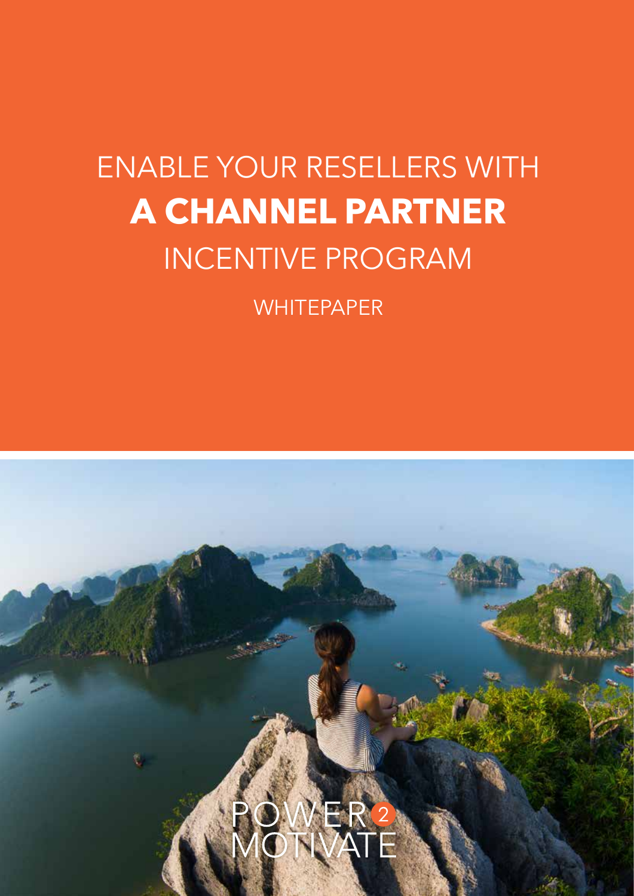# ENABLE YOUR RESELLERS WITH **A CHANNEL PARTNER** INCENTIVE PROGRAM

WHITEPAPER

POWER 2 MOTIVATE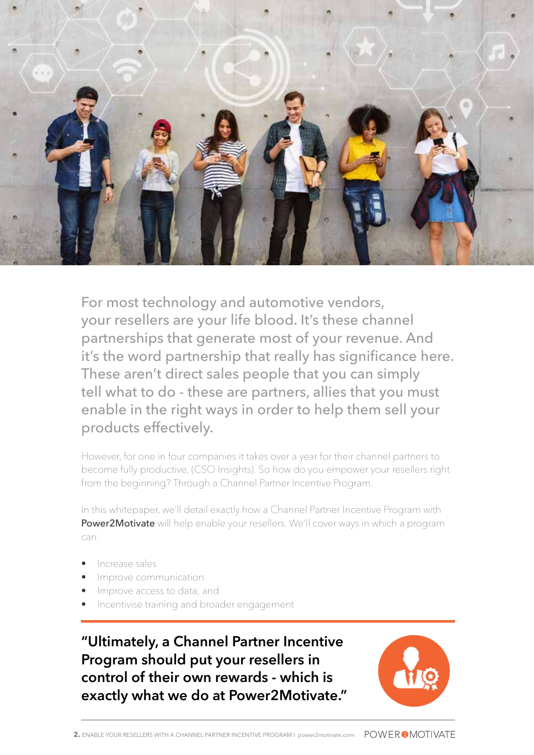For most technology and automotive vendors, your resellers are your life blood. It's these channel partnerships that generate most of your revenue. And it's the word partnership that really has significance here. These aren't direct sales people that you can simply tell what to do - these are partners, allies that you must enable in the right ways in order to help them sell your products effectively.

However, for one in four companies it takes over a year for their channel partners to become fully productive, (CSO Insights). So how do you empower your resellers right from the beginning? Through a Channel Partner Incentive Program.

In this whitepaper, we'll detail exactly how a Channel Partner Incentive Program with **Power2Motivate** will help enable your resellers. We'll cover ways in which a program can:

- Increase sales
- Improve communication
- Improve access to data; and
- Incentivise training and broader engagement

**"Ultimately, a Channel Partner Incentive Program should put your resellers in control of their own rewards - which is exactly what we do at Power2Motivate."**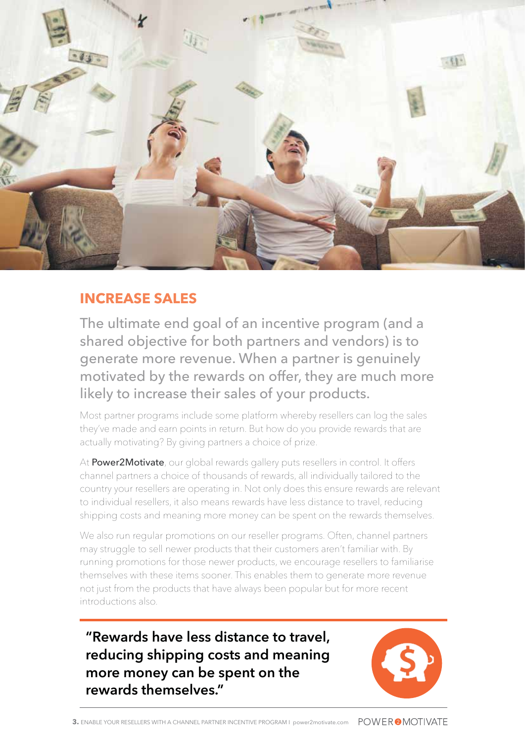## INCREASE SALES

The ultimate end goal of an incentive program (and a shared objective for both partners and vendors) is to generate more revenue. When a partner is genuinely motivated by the rewards on offer, they are much more likely to increase their sales of your products.

Most partner programs include some platform whereby resellers can log the sales they've made and earn points in return. But how do you provide rewards that are actually motivating? By giving partners a choice of prize.

At **Power2Motivate**, our global rewards gallery puts resellers in control. It offers channel partners a choice of thousands of rewards, all individually tailored to the country your resellers are operating in. Not only does this ensure rewards are relevant to individual resellers, it also means rewards have less distance to travel, reducing shipping costs and meaning more money can be spent on the rewards themselves.

We also run regular promotions on our reseller programs. Often, channel partners may struggle to sell newer products that their customers aren't familiar with. By running promotions for those newer products, we encourage resellers to familiarise themselves with these items sooner. This enables them to generate more revenue not just from the products that have always been popular but for more recent introductions also.

**"Rewards have less distance to travel, reducing shipping costs and meaning more money can be spent on the rewards themselves."**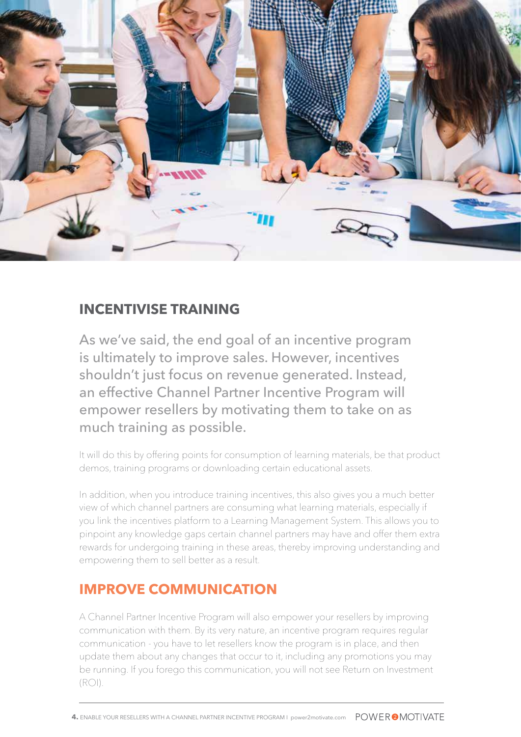## INCENTIVISE TRAINING

As we've said, the end goal of an incentive program is ultimately to improve sales. However, incentives shouldn't just focus on revenue generated. Instead, an effective Channel Partner Incentive Program will empower resellers by motivating them to take on as much training as possible.

It will do this by offering points for consumption of learning materials, be that product demos, training programs or downloading certain educational assets.

In addition, when you introduce training incentives, this also gives you a much better view of which channel partners are consuming what learning materials, especially if you link the incentives platform to a Learning Management System. This allows you to pinpoint any knowledge gaps certain channel partners may have and offer them extra rewards for undergoing training in these areas, thereby improving understanding and empowering them to sell better as a result.

## IMPROVE COMMUNICATION

A Channel Partner Incentive Program will also empower your resellers by improving communication with them. By its very nature, an incentive program requires regular communication - you have to let resellers know the program is in place, and then update them about any changes that occur to it, including any promotions you may be running. If you forego this communication, you will not see Return on Investment (ROI).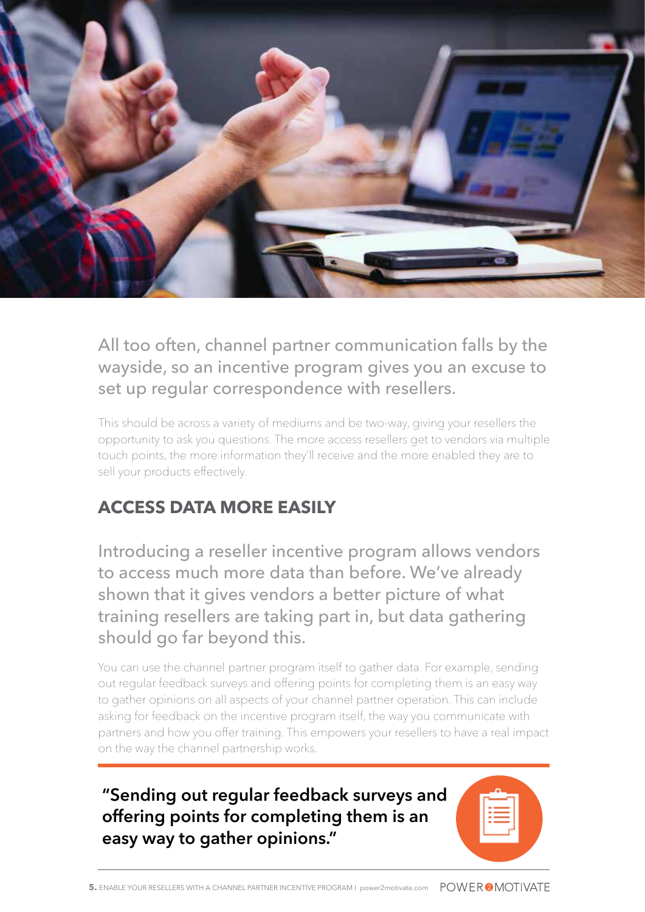All too often, channel partner communication falls by the wayside, so an incentive program gives you an excuse to set up regular correspondence with resellers.

This should be across a variety of mediums and be two-way, giving your resellers the opportunity to ask you questions. The more access resellers get to vendors via multiple touch points, the more information they'll receive and the more enabled they are to sell your products effectively.

## ACCESS DATA MORE EASILY

Introducing a reseller incentive program allows vendors to access much more data than before. We've already shown that it gives vendors a better picture of what training resellers are taking part in, but data gathering should go far beyond this.

You can use the channel partner program itself to gather data. For example, sending out regular feedback surveys and offering points for completing them is an easy way to gather opinions on all aspects of your channel partner operation. This can include asking for feedback on the incentive program itself, the way you communicate with partners and how you offer training. This empowers your resellers to have a real impact on the way the channel partnership works.

**"Sending out regular feedback surveys and offering points for completing them is an easy way to gather opinions."**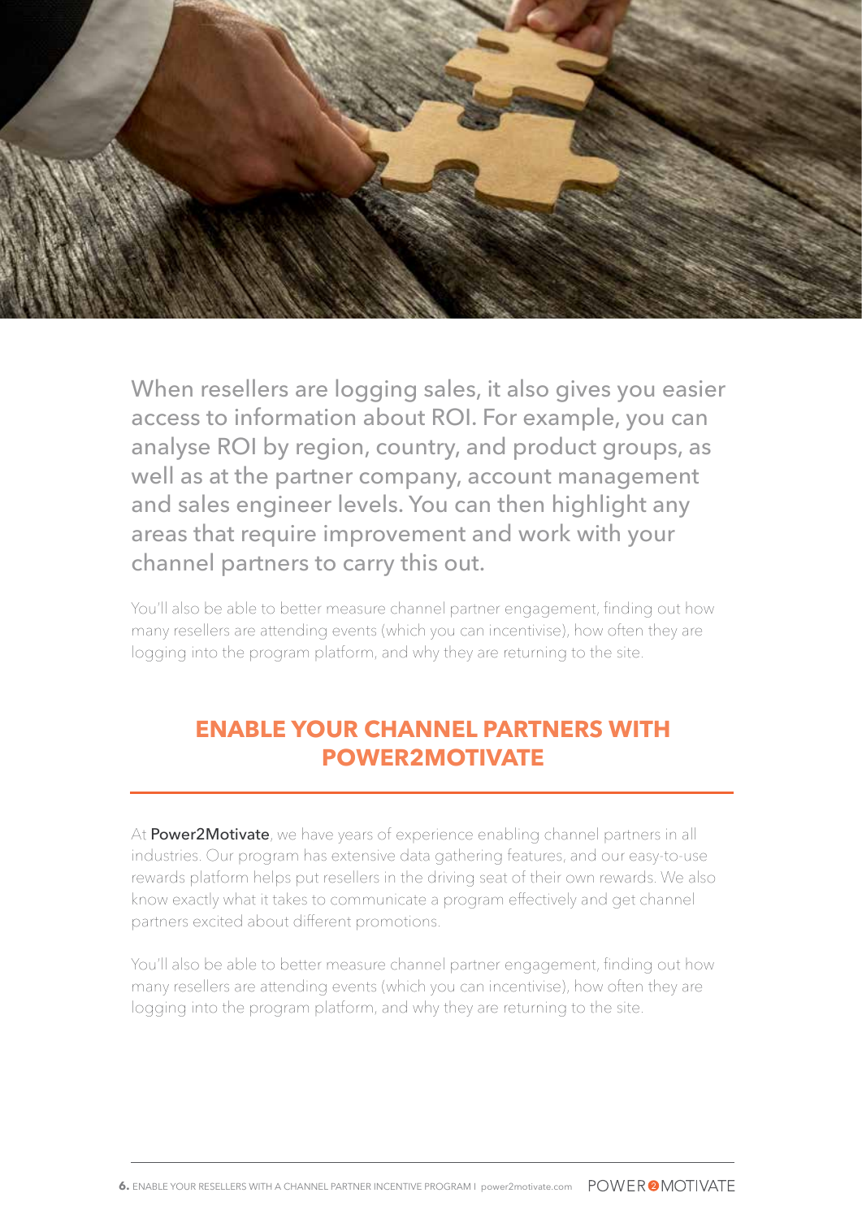When resellers are logging sales, it also gives you easier access to information about ROI. For example, you can analyse ROI by region, country, and product groups, as well as at the partner company, account management and sales engineer levels. You can then highlight any areas that require improvement and work with your channel partners to carry this out.

You'll also be able to better measure channel partner engagement, finding out how many resellers are attending events (which you can incentivise), how often they are logging into the program platform, and why they are returning to the site.

## ENABLE YOUR CHANNEL PARTNERS WITH POWER2MOTIVATE

At **Power2Motivate**, we have years of experience enabling channel partners in all industries. Our program has extensive data gathering features, and our easy-to-use rewards platform helps put resellers in the driving seat of their own rewards. We also know exactly what it takes to communicate a program effectively and get channel partners excited about different promotions.

You'll also be able to better measure channel partner engagement, finding out how many resellers are attending events (which you can incentivise), how often they are logging into the program platform, and why they are returning to the site.